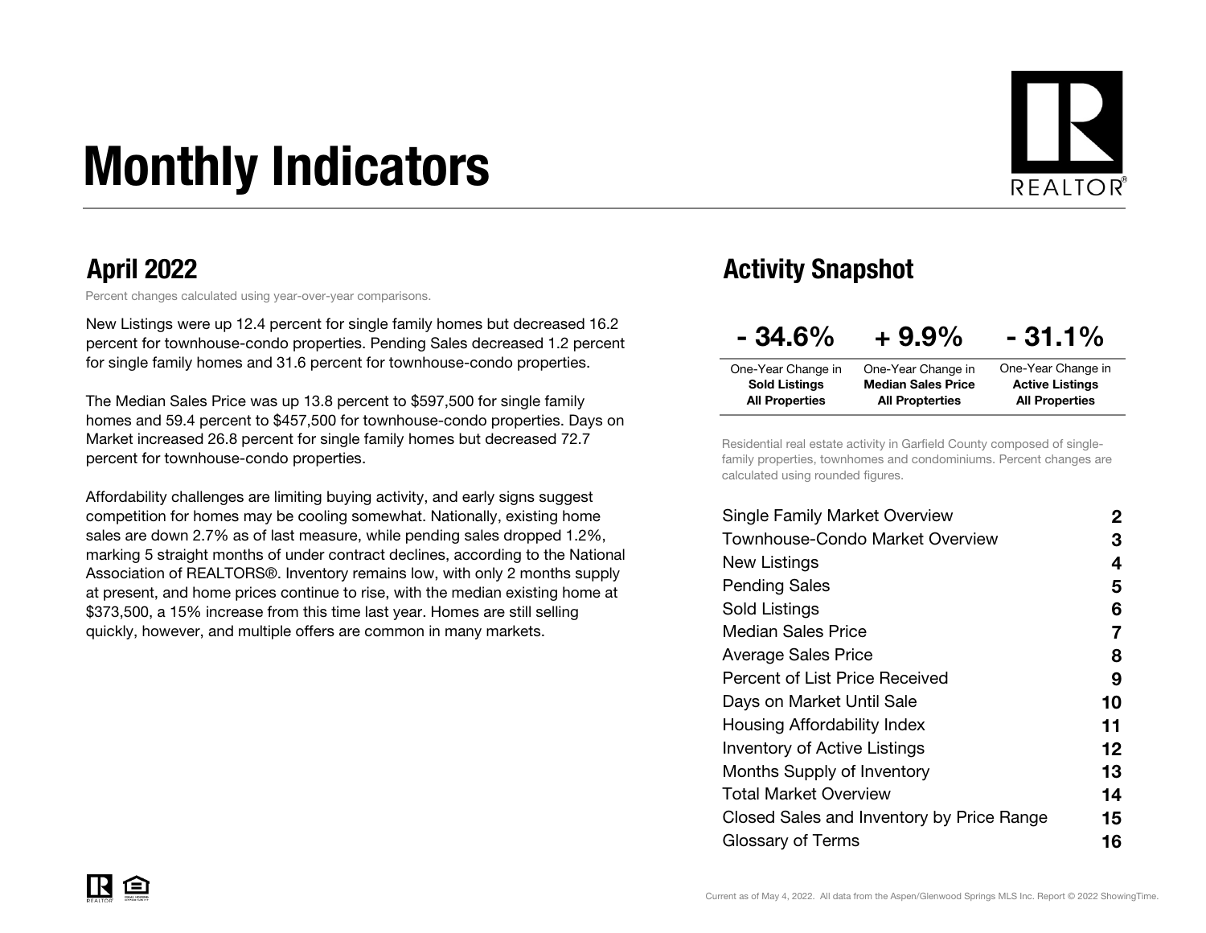# Monthly Indicators

## April 2022

Percent changes calculated using year-over-year comparisons.

New Listings were up 12.4 percent for single family homes but decreased 16.2 percent for townhouse-condo properties. Pending Sales decreased 1.2 percent for single family homes and 31.6 percent for townhouse-condo properties.

The Median Sales Price was up 13.8 percent to $597,500 for single family homes and 59.4 percent to $457,500 for townhouse-condo properties. Days on Market increased 26.8 percent for single family homes but decreased 72.7 percent for townhouse-condo properties.

Affordability challenges are limiting buying activity, and early signs suggest competition for homes may be cooling somewhat. Nationally, existing home sales are down 2.7% as of last measure, while pending sales dropped 1.2%, marking 5 straight months of under contract declines, according to the National Association of REALTORS®. Inventory remains low, with only 2 months supply at present, and home prices continue to rise, with the median existing home at $373,500, a 15% increase from this time last year. Homes are still selling quickly, however, and multiple offers are common in many markets.

## Activity Snapshot

| - 34.6% | + 9.9% | - 31.1% |
|---|---|---|
| One-Year Change in **Sold Listings All Properties** | One-Year Change in **Median Sales Price All Propterties** | One-Year Change in **Active Listings All Properties** |

Residential real estate activity in Garfield County composed of single-family properties, townhomes and condominiums. Percent changes are calculated using rounded figures.

| | |
|---|---|
| Single Family Market Overview | 2 |
| Townhouse-Condo Market Overview | 3 |
| New Listings | 4 |
| Pending Sales | 5 |
| Sold Listings | 6 |
| Median Sales Price | 7 |
| Average Sales Price | 8 |
| Percent of List Price Received | 9 |
| Days on Market Until Sale | 10 |
| Housing Affordability Index | 11 |
| Inventory of Active Listings | 12 |
| Months Supply of Inventory | 13 |
| Total Market Overview | 14 |
| Closed Sales and Inventory by Price Range | 15 |
| Glossary of Terms | 16 |

Current as of May 4, 2022. All data from the Aspen/Glenwood Springs MLS Inc. Report © 2022 ShowingTime.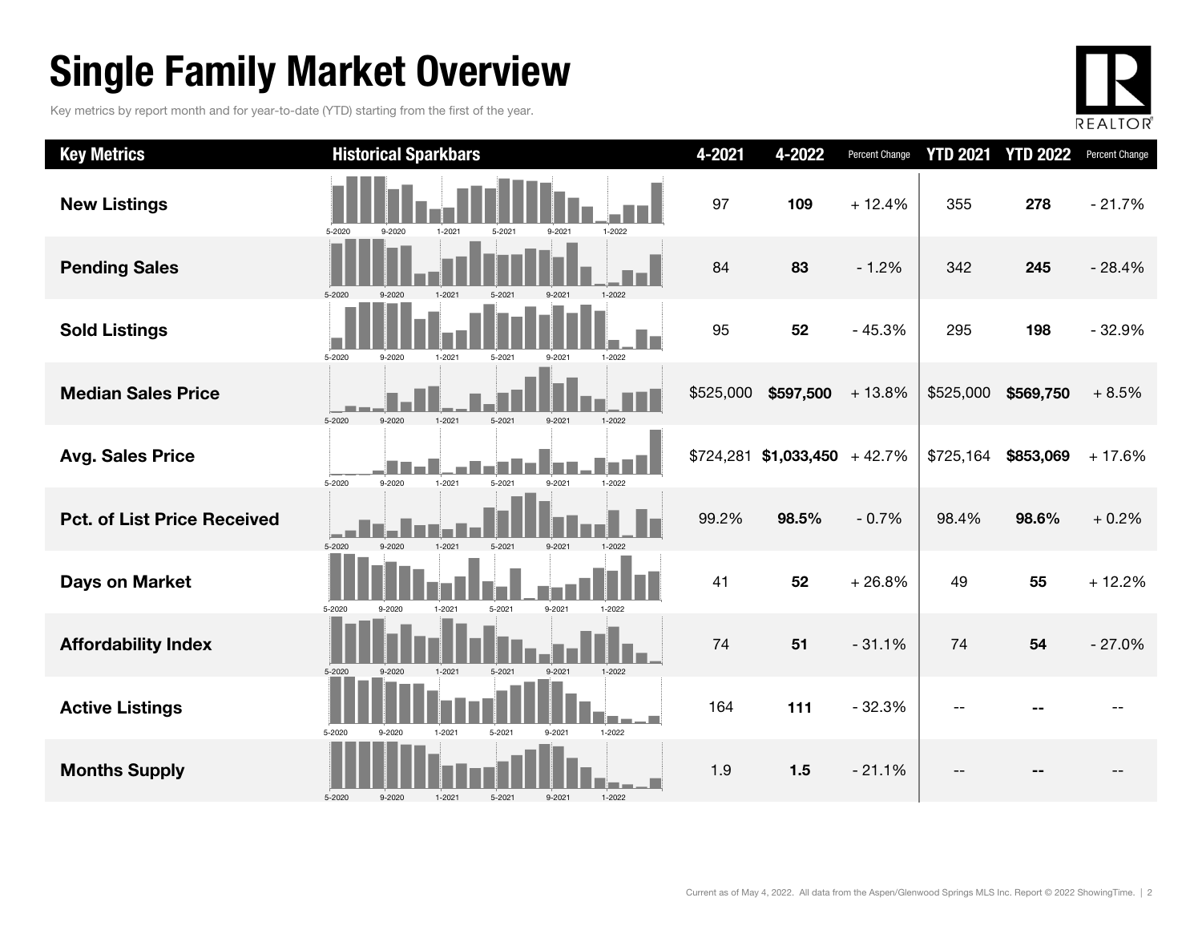# Single Family Market Overview

Key metrics by report month and for year-to-date (YTD) starting from the first of the year.

| Key Metrics | Historical Sparkbars | 4-2021 | 4-2022 | Percent Change | YTD 2021 | YTD 2022 | Percent Change |
|---|---|---|---|---|---|---|---|
| **New Listings** | 5-2020 9-2020 1-2021 5-2021 9-2021 1-2022 | 97 | **109** | + 12.4% | 355 | **278** | - 21.7% |
| **Pending Sales** | 5-2020 9-2020 1-2021 5-2021 9-2021 1-2022 | 84 | **83** | - 1.2% | 342 | **245** | - 28.4% |
| **Sold Listings** | 5-2020 9-2020 1-2021 5-2021 9-2021 1-2022 | 95 | **52** | - 45.3% | 295 | **198** | - 32.9% |
| **Median Sales Price** | 5-2020 9-2020 1-2021 5-2021 9-2021 1-2022 | $525,000 | **$597,500** | + 13.8% | $525,000 | **$569,750** | + 8.5% |
| **Avg. Sales Price** | 5-2020 9-2020 1-2021 5-2021 9-2021 1-2022 | $724,281 | **$1,033,450** | + 42.7% | $725,164 | **$853,069** | + 17.6% |
| **Pct. of List Price Received** | 5-2020 9-2020 1-2021 5-2021 9-2021 1-2022 | 99.2% | **98.5%** | - 0.7% | 98.4% | **98.6%** | + 0.2% |
| **Days on Market** | 5-2020 9-2020 1-2021 5-2021 9-2021 1-2022 | 41 | **52** | + 26.8% | 49 | **55** | + 12.2% |
| **Affordability Index** | 5-2020 9-2020 1-2021 5-2021 9-2021 1-2022 | 74 | **51** | - 31.1% | 74 | **54** | - 27.0% |
| **Active Listings** | 5-2020 9-2020 1-2021 5-2021 9-2021 1-2022 | 164 | **111** | - 32.3% | -- | **--** | -- |
| **Months Supply** | 5-2020 9-2020 1-2021 5-2021 9-2021 1-2022 | 1.9 | **1.5** | - 21.1% | -- | **--** | -- |

Current as of May 4, 2022. All data from the Aspen/Glenwood Springs MLS Inc. Report © 2022 ShowingTime.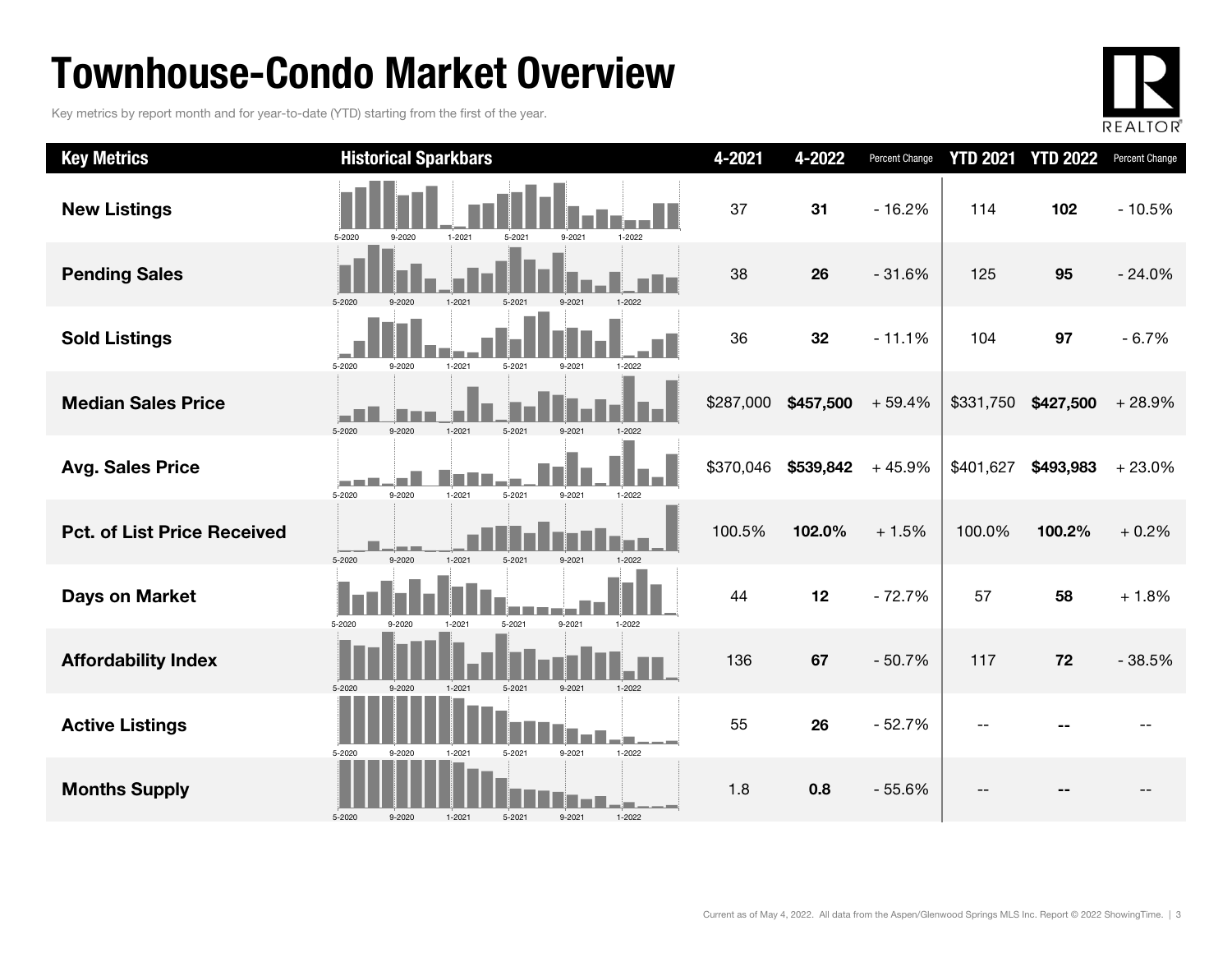# Townhouse-Condo Market Overview

Key metrics by report month and for year-to-date (YTD) starting from the first of the year.

| Key Metrics | Historical Sparkbars | 4-2021 | 4-2022 | Percent Change | YTD 2021 | YTD 2022 | Percent Change |
|---|---|---|---|---|---|---|---|
| New Listings | 5-2020 9-2020 1-2021 5-2021 9-2021 1-2022 | 37 | **31** | - 16.2% | 114 | **102** | - 10.5% |
| Pending Sales | 5-2020 9-2020 1-2021 5-2021 9-2021 1-2022 | 38 | **26** | - 31.6% | 125 | **95** | - 24.0% |
| Sold Listings | 5-2020 9-2020 1-2021 5-2021 9-2021 1-2022 | 36 | **32** | - 11.1% | 104 | **97** | - 6.7% |
| Median Sales Price | 5-2020 9-2020 1-2021 5-2021 9-2021 1-2022 | $287,000 | **$457,500** | + 59.4% | $331,750 | **$427,500** | + 28.9% |
| Avg. Sales Price | 5-2020 9-2020 1-2021 5-2021 9-2021 1-2022 | $370,046 | **$539,842** | + 45.9% | $401,627 | **$493,983** | + 23.0% |
| Pct. of List Price Received | 5-2020 9-2020 1-2021 5-2021 9-2021 1-2022 | 100.5% | **102.0%** | + 1.5% | 100.0% | **100.2%** | + 0.2% |
| Days on Market | 5-2020 9-2020 1-2021 5-2021 9-2021 1-2022 | 44 | **12** | - 72.7% | 57 | **58** | + 1.8% |
| Affordability Index | 5-2020 9-2020 1-2021 5-2021 9-2021 1-2022 | 136 | **67** | - 50.7% | 117 | **72** | - 38.5% |
| Active Listings | 5-2020 9-2020 1-2021 5-2021 9-2021 1-2022 | 55 | **26** | - 52.7% | -- | **--** | -- |
| Months Supply | 5-2020 9-2020 1-2021 5-2021 9-2021 1-2022 | 1.8 | **0.8** | - 55.6% | -- | **--** | -- |

Current as of May 4, 2022. All data from the Aspen/Glenwood Springs MLS Inc. Report © 2022 ShowingTime.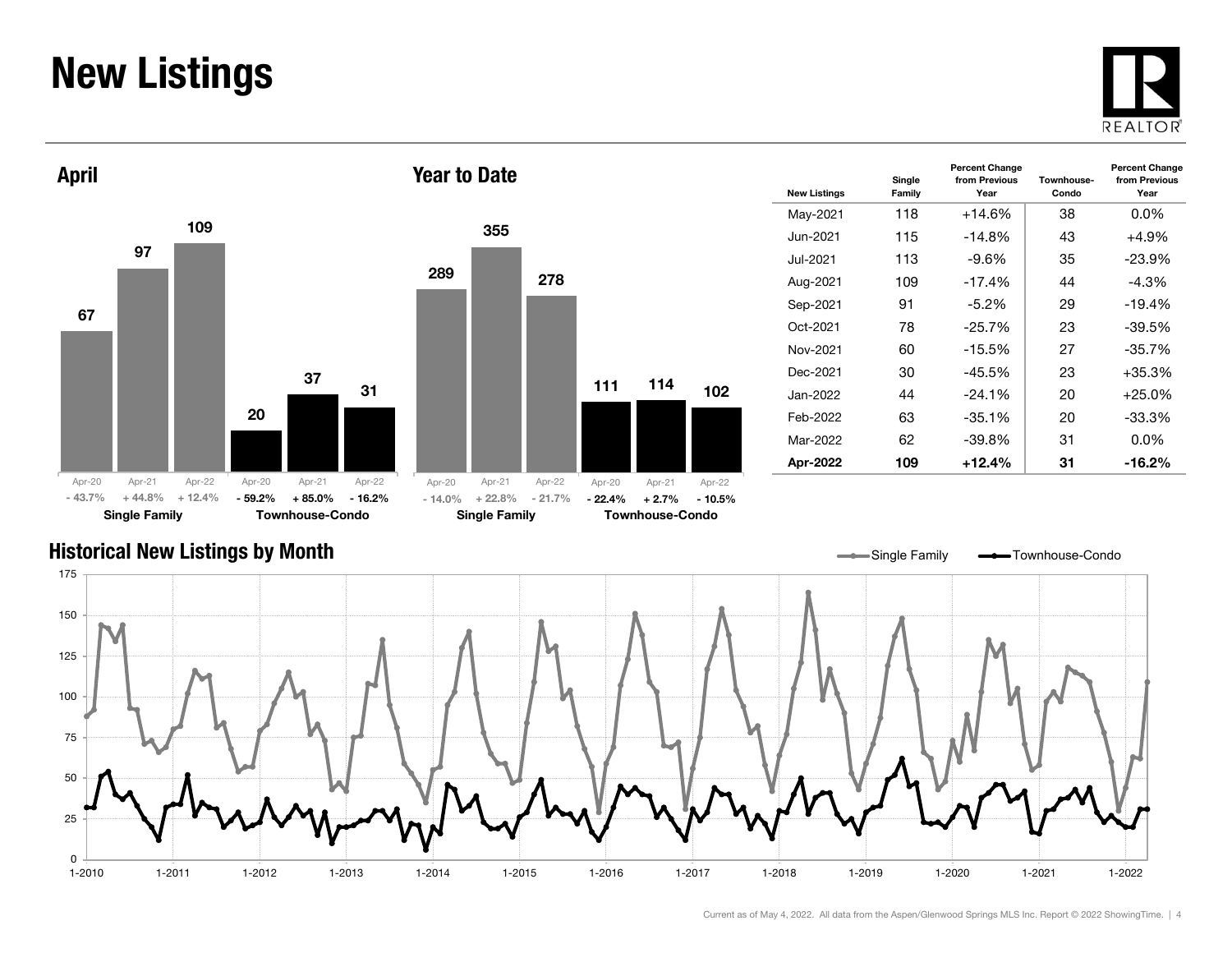# New Listings

## April

| | Apr-20 | Apr-21 | Apr-22 |
|---|---|---|---|
| Single Family | 67 | 97 | 109 |
| Percent Change | - 43.7% | + 44.8% | + 12.4% |
| Townhouse-Condo | 20 | 37 | 31 |
| Percent Change | - 59.2% | + 85.0% | - 16.2% |

## Year to Date

| | Apr-20 | Apr-21 | Apr-22 |
|---|---|---|---|
| Single Family | 289 | 355 | 278 |
| Percent Change | - 14.0% | + 22.8% | - 21.7% |
| Townhouse-Condo | 111 | 114 | 102 |
| Percent Change | - 22.4% | + 2.7% | - 10.5% |

| New Listings | Single Family | Percent Change from Previous Year | Townhouse-Condo | Percent Change from Previous Year |
|---|---|---|---|---|
| May-2021 | 118 | +14.6% | 38 | 0.0% |
| Jun-2021 | 115 | -14.8% | 43 | +4.9% |
| Jul-2021 | 113 | -9.6% | 35 | -23.9% |
| Aug-2021 | 109 | -17.4% | 44 | -4.3% |
| Sep-2021 | 91 | -5.2% | 29 | -19.4% |
| Oct-2021 | 78 | -25.7% | 23 | -39.5% |
| Nov-2021 | 60 | -15.5% | 27 | -35.7% |
| Dec-2021 | 30 | -45.5% | 23 | +35.3% |
| Jan-2022 | 44 | -24.1% | 20 | +25.0% |
| Feb-2022 | 63 | -35.1% | 20 | -33.3% |
| Mar-2022 | 62 | -39.8% | 31 | 0.0% |
| **Apr-2022** | **109** | **+12.4%** | **31** | **-16.2%** |

## Historical New Listings by Month

Single Family — Townhouse-Condo

Current as of May 4, 2022. All data from the Aspen/Glenwood Springs MLS Inc. Report © 2022 ShowingTime.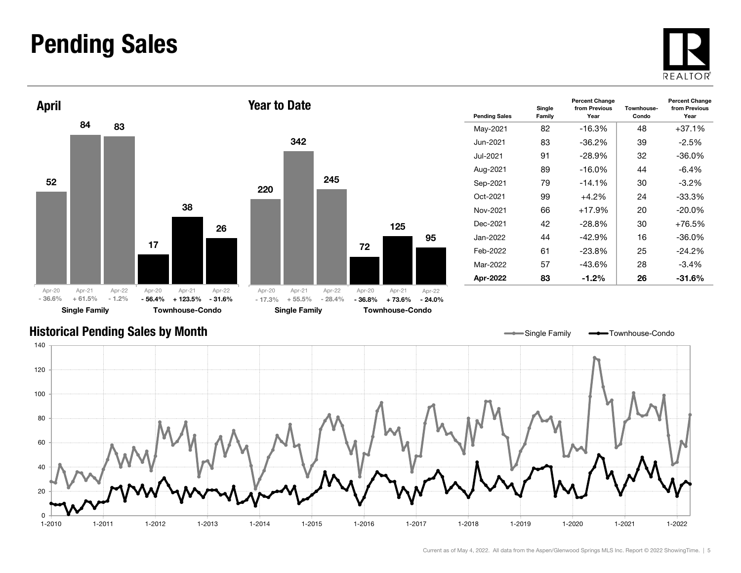# Pending Sales

## April

| | Apr-20 | Apr-21 | Apr-22 |
|---|---|---|---|
| Single Family | 52 | 84 | 83 |
| Percent Change | - 36.6% | + 61.5% | - 1.2% |
| Townhouse-Condo | 17 | 38 | 26 |
| Percent Change | - 56.4% | + 123.5% | - 31.6% |

## Year to Date

| | Apr-20 | Apr-21 | Apr-22 |
|---|---|---|---|
| Single Family | 220 | 342 | 245 |
| Percent Change | - 17.3% | + 55.5% | - 28.4% |
| Townhouse-Condo | 72 | 125 | 95 |
| Percent Change | - 36.8% | + 73.6% | - 24.0% |

| Pending Sales | Single Family | Percent Change from Previous Year | Townhouse-Condo | Percent Change from Previous Year |
|---|---|---|---|---|
| May-2021 | 82 | -16.3% | 48 | +37.1% |
| Jun-2021 | 83 | -36.2% | 39 | -2.5% |
| Jul-2021 | 91 | -28.9% | 32 | -36.0% |
| Aug-2021 | 89 | -16.0% | 44 | -6.4% |
| Sep-2021 | 79 | -14.1% | 30 | -3.2% |
| Oct-2021 | 99 | +4.2% | 24 | -33.3% |
| Nov-2021 | 66 | +17.9% | 20 | -20.0% |
| Dec-2021 | 42 | -28.8% | 30 | +76.5% |
| Jan-2022 | 44 | -42.9% | 16 | -36.0% |
| Feb-2022 | 61 | -23.8% | 25 | -24.2% |
| Mar-2022 | 57 | -43.6% | 28 | -3.4% |
| **Apr-2022** | **83** | **-1.2%** | **26** | **-31.6%** |

## Historical Pending Sales by Month

Single Family — Townhouse-Condo

Current as of May 4, 2022. All data from the Aspen/Glenwood Springs MLS Inc. Report © 2022 ShowingTime.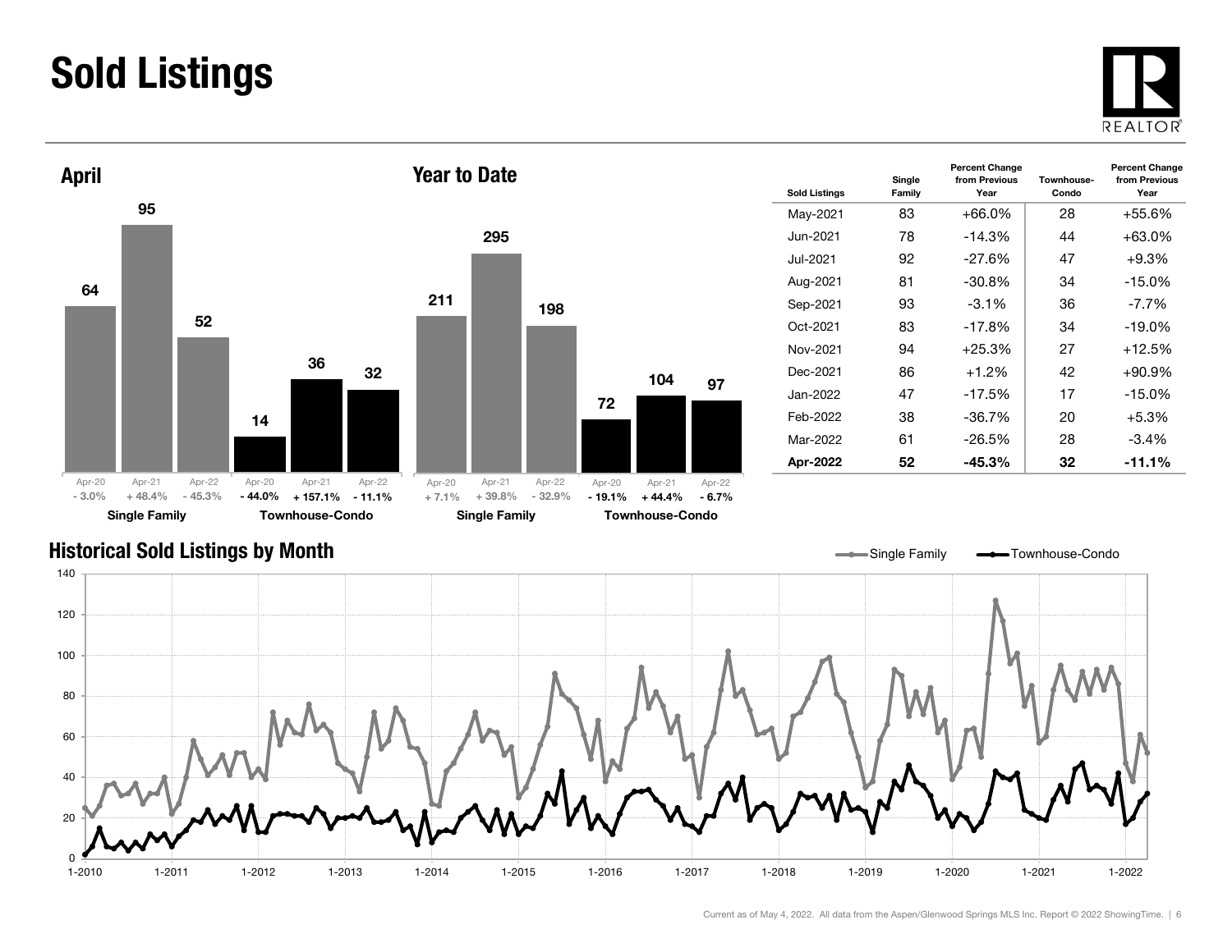# Sold Listings

## April

| | Apr-20 | Apr-21 | Apr-22 |
|---|---|---|---|
| Single Family | 64 | 95 | 52 |
| Percent Change | - 3.0% | + 48.4% | - 45.3% |
| Townhouse-Condo | 14 | 36 | 32 |
| Percent Change | - 44.0% | + 157.1% | - 11.1% |

## Year to Date

| | Apr-20 | Apr-21 | Apr-22 |
|---|---|---|---|
| Single Family | 211 | 295 | 198 |
| Percent Change | + 7.1% | + 39.8% | - 32.9% |
| Townhouse-Condo | 72 | 104 | 97 |
| Percent Change | - 19.1% | + 44.4% | - 6.7% |

| Sold Listings | Single Family | Percent Change from Previous Year | Townhouse-Condo | Percent Change from Previous Year |
|---|---|---|---|---|
| May-2021 | 83 | +66.0% | 28 | +55.6% |
| Jun-2021 | 78 | -14.3% | 44 | +63.0% |
| Jul-2021 | 92 | -27.6% | 47 | +9.3% |
| Aug-2021 | 81 | -30.8% | 34 | -15.0% |
| Sep-2021 | 93 | -3.1% | 36 | -7.7% |
| Oct-2021 | 83 | -17.8% | 34 | -19.0% |
| Nov-2021 | 94 | +25.3% | 27 | +12.5% |
| Dec-2021 | 86 | +1.2% | 42 | +90.9% |
| Jan-2022 | 47 | -17.5% | 17 | -15.0% |
| Feb-2022 | 38 | -36.7% | 20 | +5.3% |
| Mar-2022 | 61 | -26.5% | 28 | -3.4% |
| **Apr-2022** | **52** | **-45.3%** | **32** | **-11.1%** |

## Historical Sold Listings by Month

Single Family — Townhouse-Condo

Current as of May 4, 2022. All data from the Aspen/Glenwood Springs MLS Inc. Report © 2022 ShowingTime.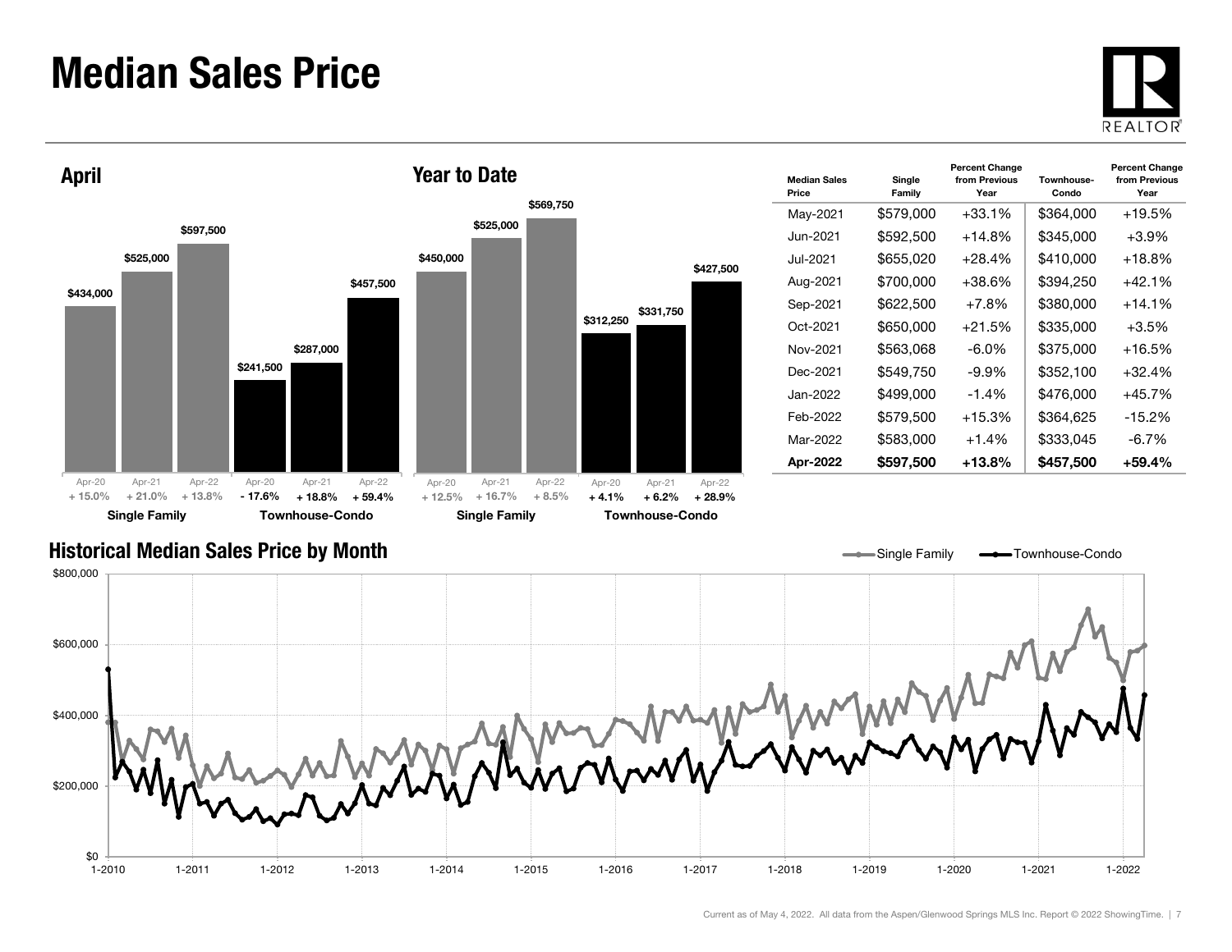# Median Sales Price

## April

| | Apr-20 | Apr-21 | Apr-22 |
|---|---|---|---|
| Single Family | $434,000 | $525,000 | $597,500 |
| | + 15.0% | + 21.0% | + 13.8% |
| Townhouse-Condo | $241,500 | $287,000 | $457,500 |
| | - 17.6% | + 18.8% | + 59.4% |

## Year to Date

| | Apr-20 | Apr-21 | Apr-22 |
|---|---|---|---|
| Single Family | $450,000 | $525,000 | $569,750 |
| | + 12.5% | + 16.7% | + 8.5% |
| Townhouse-Condo | $312,250 | $331,750 | $427,500 |
| | + 4.1% | + 6.2% | + 28.9% |

| Median Sales Price | Single Family | Percent Change from Previous Year | Townhouse-Condo | Percent Change from Previous Year |
|---|---|---|---|---|
| May-2021 | $579,000 | +33.1% | $364,000 | +19.5% |
| Jun-2021 | $592,500 | +14.8% | $345,000 | +3.9% |
| Jul-2021 | $655,020 | +28.4% | $410,000 | +18.8% |
| Aug-2021 | $700,000 | +38.6% | $394,250 | +42.1% |
| Sep-2021 | $622,500 | +7.8% | $380,000 | +14.1% |
| Oct-2021 | $650,000 | +21.5% | $335,000 | +3.5% |
| Nov-2021 | $563,068 | -6.0% | $375,000 | +16.5% |
| Dec-2021 | $549,750 | -9.9% | $352,100 | +32.4% |
| Jan-2022 | $499,000 | -1.4% | $476,000 | +45.7% |
| Feb-2022 | $579,500 | +15.3% | $364,625 | -15.2% |
| Mar-2022 | $583,000 | +1.4% | $333,045 | -6.7% |
| **Apr-2022** | **$597,500** | **+13.8%** | **$457,500** | **+59.4%** |

## Historical Median Sales Price by Month

Single Family — Townhouse-Condo

$800,000 · $600,000 · $400,000 · $200,000 · $0

1-2010 · 1-2011 · 1-2012 · 1-2013 · 1-2014 · 1-2015 · 1-2016 · 1-2017 · 1-2018 · 1-2019 · 1-2020 · 1-2021 · 1-2022

Current as of May 4, 2022. All data from the Aspen/Glenwood Springs MLS Inc. Report © 2022 ShowingTime.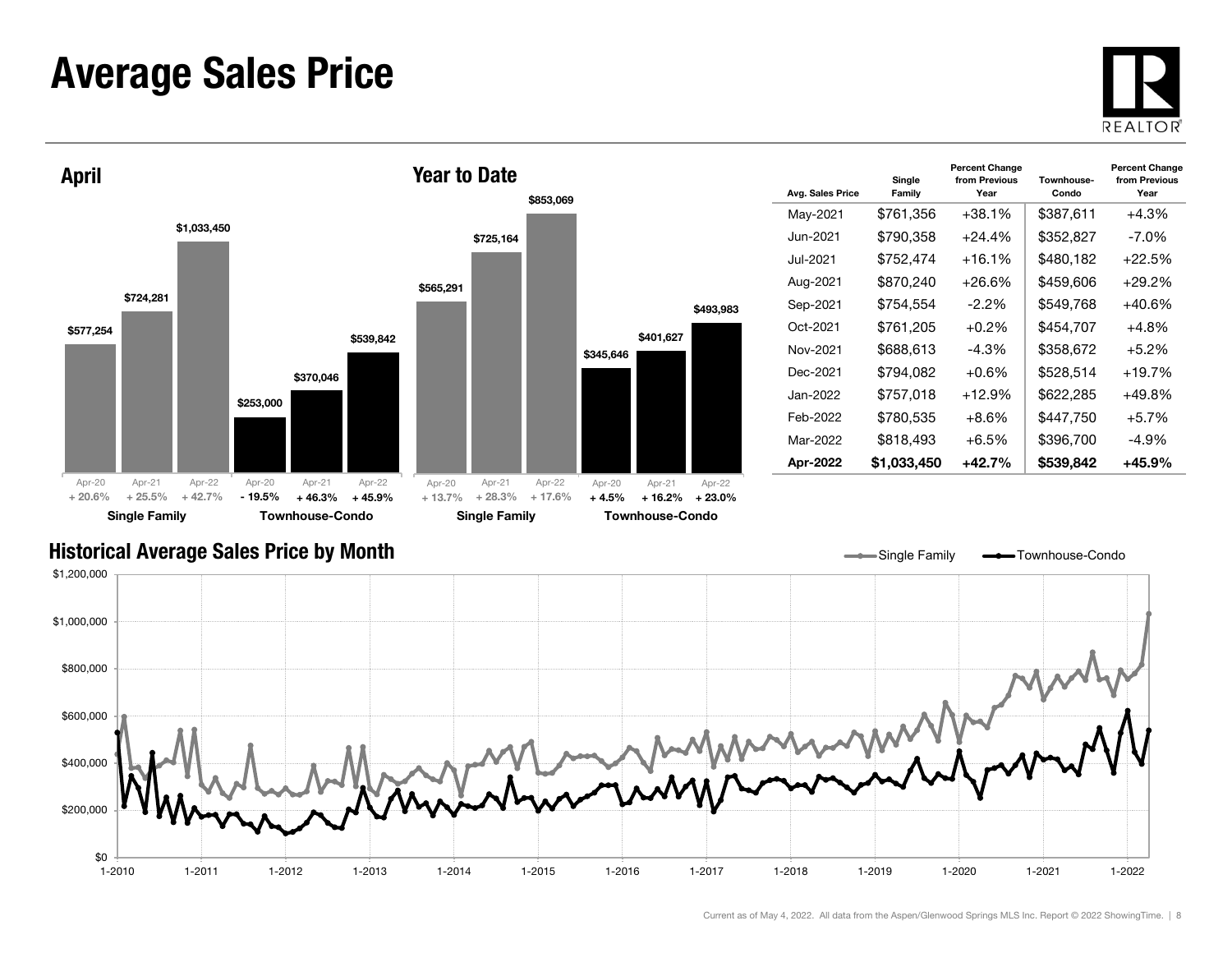# Average Sales Price

## April

| | Apr-20 | Apr-21 | Apr-22 |
|---|---|---|---|
| Single Family | $577,254 | $724,281 | $1,033,450 |
| | + 20.6% | + 25.5% | + 42.7% |
| Townhouse-Condo | $253,000 | $370,046 | $539,842 |
| | - 19.5% | + 46.3% | + 45.9% |

## Year to Date

| | Apr-20 | Apr-21 | Apr-22 |
|---|---|---|---|
| Single Family | $565,291 | $725,164 | $853,069 |
| | + 13.7% | + 28.3% | + 17.6% |
| Townhouse-Condo | $345,646 | $401,627 | $493,983 |
| | + 4.5% | + 16.2% | + 23.0% |

| Avg. Sales Price | Single Family | Percent Change from Previous Year | Townhouse-Condo | Percent Change from Previous Year |
|---|---|---|---|---|
| May-2021 | $761,356 | +38.1% | $387,611 | +4.3% |
| Jun-2021 | $790,358 | +24.4% | $352,827 | -7.0% |
| Jul-2021 | $752,474 | +16.1% | $480,182 | +22.5% |
| Aug-2021 | $870,240 | +26.6% | $459,606 | +29.2% |
| Sep-2021 | $754,554 | -2.2% | $549,768 | +40.6% |
| Oct-2021 | $761,205 | +0.2% | $454,707 | +4.8% |
| Nov-2021 | $688,613 | -4.3% | $358,672 | +5.2% |
| Dec-2021 | $794,082 | +0.6% | $528,514 | +19.7% |
| Jan-2022 | $757,018 | +12.9% | $622,285 | +49.8% |
| Feb-2022 | $780,535 | +8.6% | $447,750 | +5.7% |
| Mar-2022 | $818,493 | +6.5% | $396,700 | -4.9% |
| **Apr-2022** | **$1,033,450** | **+42.7%** | **$539,842** | **+45.9%** |

## Historical Average Sales Price by Month

Single Family — Townhouse-Condo

Current as of May 4, 2022. All data from the Aspen/Glenwood Springs MLS Inc. Report © 2022 ShowingTime.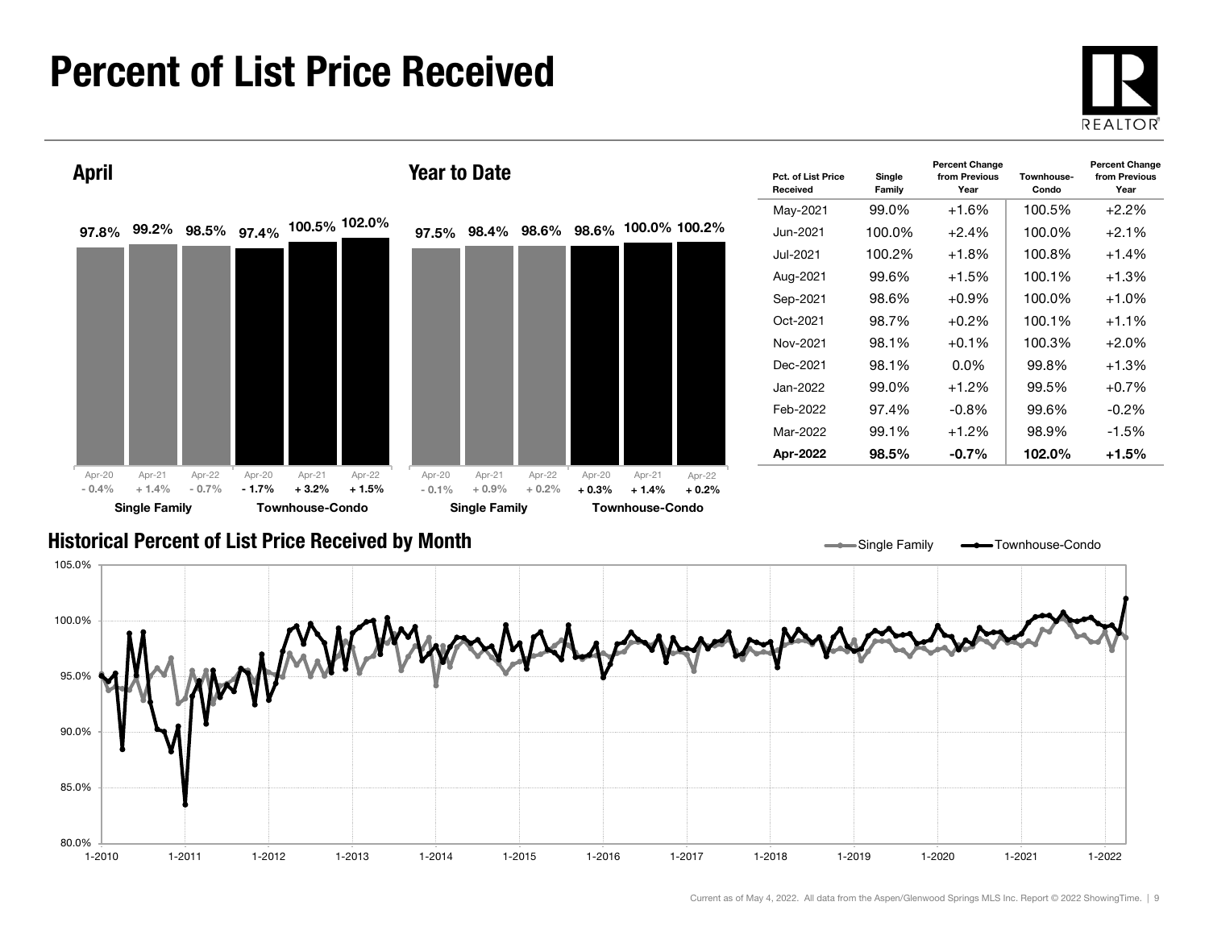# Percent of List Price Received

## April

| | Apr-20 | Apr-21 | Apr-22 |
|---|---|---|---|
| Single Family | 97.8% | 99.2% | 98.5% |
| Change | - 0.4% | + 1.4% | - 0.7% |
| Townhouse-Condo | 97.4% | 100.5% | 102.0% |
| Change | - 1.7% | + 3.2% | + 1.5% |

## Year to Date

| | Apr-20 | Apr-21 | Apr-22 |
|---|---|---|---|
| Single Family | 97.5% | 98.4% | 98.6% |
| Change | - 0.1% | + 0.9% | + 0.2% |
| Townhouse-Condo | 98.6% | 100.0% | 100.2% |
| Change | + 0.3% | + 1.4% | + 0.2% |

| Pct. of List Price Received | Single Family | Percent Change from Previous Year | Townhouse-Condo | Percent Change from Previous Year |
|---|---|---|---|---|
| May-2021 | 99.0% | +1.6% | 100.5% | +2.2% |
| Jun-2021 | 100.0% | +2.4% | 100.0% | +2.1% |
| Jul-2021 | 100.2% | +1.8% | 100.8% | +1.4% |
| Aug-2021 | 99.6% | +1.5% | 100.1% | +1.3% |
| Sep-2021 | 98.6% | +0.9% | 100.0% | +1.0% |
| Oct-2021 | 98.7% | +0.2% | 100.1% | +1.1% |
| Nov-2021 | 98.1% | +0.1% | 100.3% | +2.0% |
| Dec-2021 | 98.1% | 0.0% | 99.8% | +1.3% |
| Jan-2022 | 99.0% | +1.2% | 99.5% | +0.7% |
| Feb-2022 | 97.4% | -0.8% | 99.6% | -0.2% |
| Mar-2022 | 99.1% | +1.2% | 98.9% | -1.5% |
| **Apr-2022** | **98.5%** | **-0.7%** | **102.0%** | **+1.5%** |

## Historical Percent of List Price Received by Month

Legend: Single Family, Townhouse-Condo

Y-axis: 80.0% – 105.0%; X-axis: 1-2010 – 1-2022

Current as of May 4, 2022. All data from the Aspen/Glenwood Springs MLS Inc. Report © 2022 ShowingTime.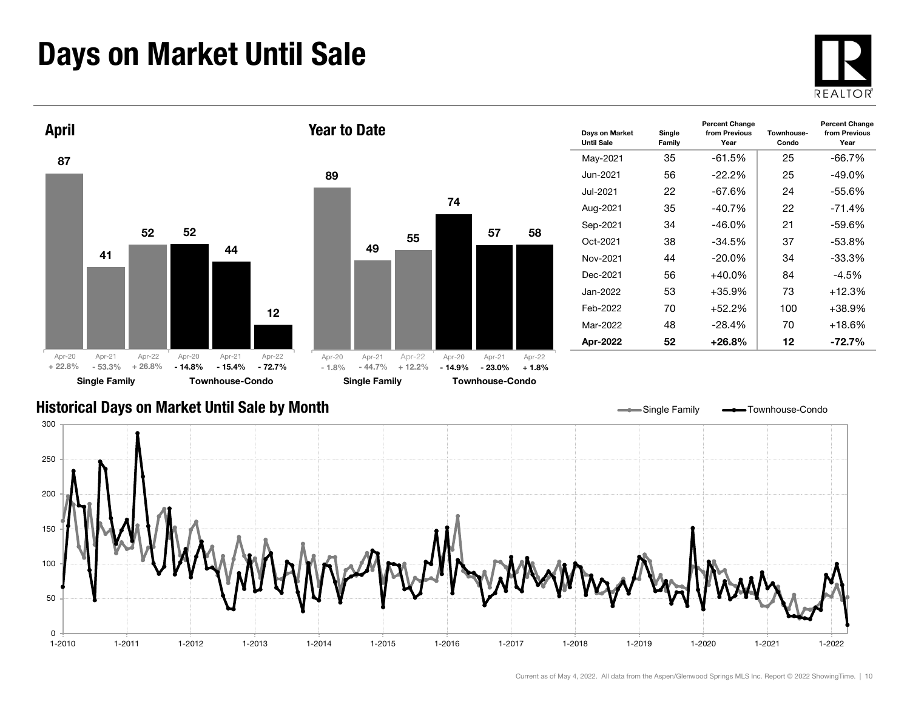# Days on Market Until Sale

## April

| | Apr-20 | Apr-21 | Apr-22 |
|---|---|---|---|
| Single Family | 87 | 41 | 52 |
| Percent Change | + 22.8% | - 53.3% | + 26.8% |
| Townhouse-Condo | 52 | 44 | 12 |
| Percent Change | - 14.8% | - 15.4% | - 72.7% |

## Year to Date

| | Apr-20 | Apr-21 | Apr-22 |
|---|---|---|---|
| Single Family | 89 | 49 | 55 |
| Percent Change | - 1.8% | - 44.7% | + 12.2% |
| Townhouse-Condo | 74 | 57 | 58 |
| Percent Change | - 14.9% | - 23.0% | + 1.8% |

| Days on Market Until Sale | Single Family | Percent Change from Previous Year | Townhouse-Condo | Percent Change from Previous Year |
|---|---|---|---|---|
| May-2021 | 35 | -61.5% | 25 | -66.7% |
| Jun-2021 | 56 | -22.2% | 25 | -49.0% |
| Jul-2021 | 22 | -67.6% | 24 | -55.6% |
| Aug-2021 | 35 | -40.7% | 22 | -71.4% |
| Sep-2021 | 34 | -46.0% | 21 | -59.6% |
| Oct-2021 | 38 | -34.5% | 37 | -53.8% |
| Nov-2021 | 44 | -20.0% | 34 | -33.3% |
| Dec-2021 | 56 | +40.0% | 84 | -4.5% |
| Jan-2022 | 53 | +35.9% | 73 | +12.3% |
| Feb-2022 | 70 | +52.2% | 100 | +38.9% |
| Mar-2022 | 48 | -28.4% | 70 | +18.6% |
| **Apr-2022** | **52** | **+26.8%** | **12** | **-72.7%** |

## Historical Days on Market Until Sale by Month

Current as of May 4, 2022. All data from the Aspen/Glenwood Springs MLS Inc. Report © 2022 ShowingTime.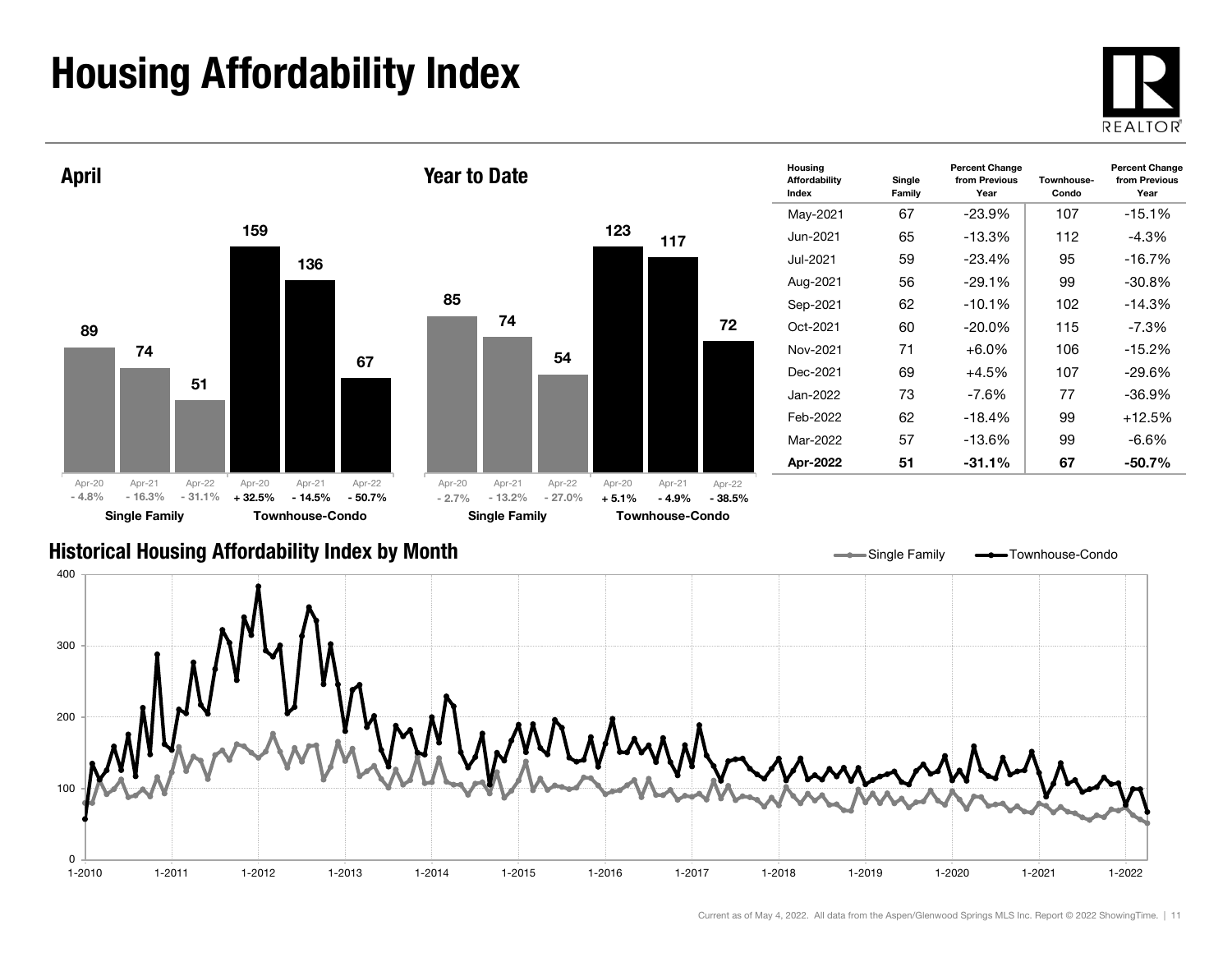# Housing Affordability Index

## April

| | Apr-20 | Apr-21 | Apr-22 |
|---|---|---|---|
| Single Family | 89 | 74 | 51 |
| | - 4.8% | - 16.3% | - 31.1% |
| Townhouse-Condo | 159 | 136 | 67 |
| | + 32.5% | - 14.5% | - 50.7% |

## Year to Date

| | Apr-20 | Apr-21 | Apr-22 |
|---|---|---|---|
| Single Family | 85 | 74 | 54 |
| | - 2.7% | - 13.2% | - 27.0% |
| Townhouse-Condo | 123 | 117 | 72 |
| | + 5.1% | - 4.9% | - 38.5% |

| Housing Affordability Index | Single Family | Percent Change from Previous Year | Townhouse-Condo | Percent Change from Previous Year |
|---|---|---|---|---|
| May-2021 | 67 | -23.9% | 107 | -15.1% |
| Jun-2021 | 65 | -13.3% | 112 | -4.3% |
| Jul-2021 | 59 | -23.4% | 95 | -16.7% |
| Aug-2021 | 56 | -29.1% | 99 | -30.8% |
| Sep-2021 | 62 | -10.1% | 102 | -14.3% |
| Oct-2021 | 60 | -20.0% | 115 | -7.3% |
| Nov-2021 | 71 | +6.0% | 106 | -15.2% |
| Dec-2021 | 69 | +4.5% | 107 | -29.6% |
| Jan-2022 | 73 | -7.6% | 77 | -36.9% |
| Feb-2022 | 62 | -18.4% | 99 | +12.5% |
| Mar-2022 | 57 | -13.6% | 99 | -6.6% |
| **Apr-2022** | **51** | **-31.1%** | **67** | **-50.7%** |

## Historical Housing Affordability Index by Month

Single Family | Townhouse-Condo

Current as of May 4, 2022. All data from the Aspen/Glenwood Springs MLS Inc. Report © 2022 ShowingTime.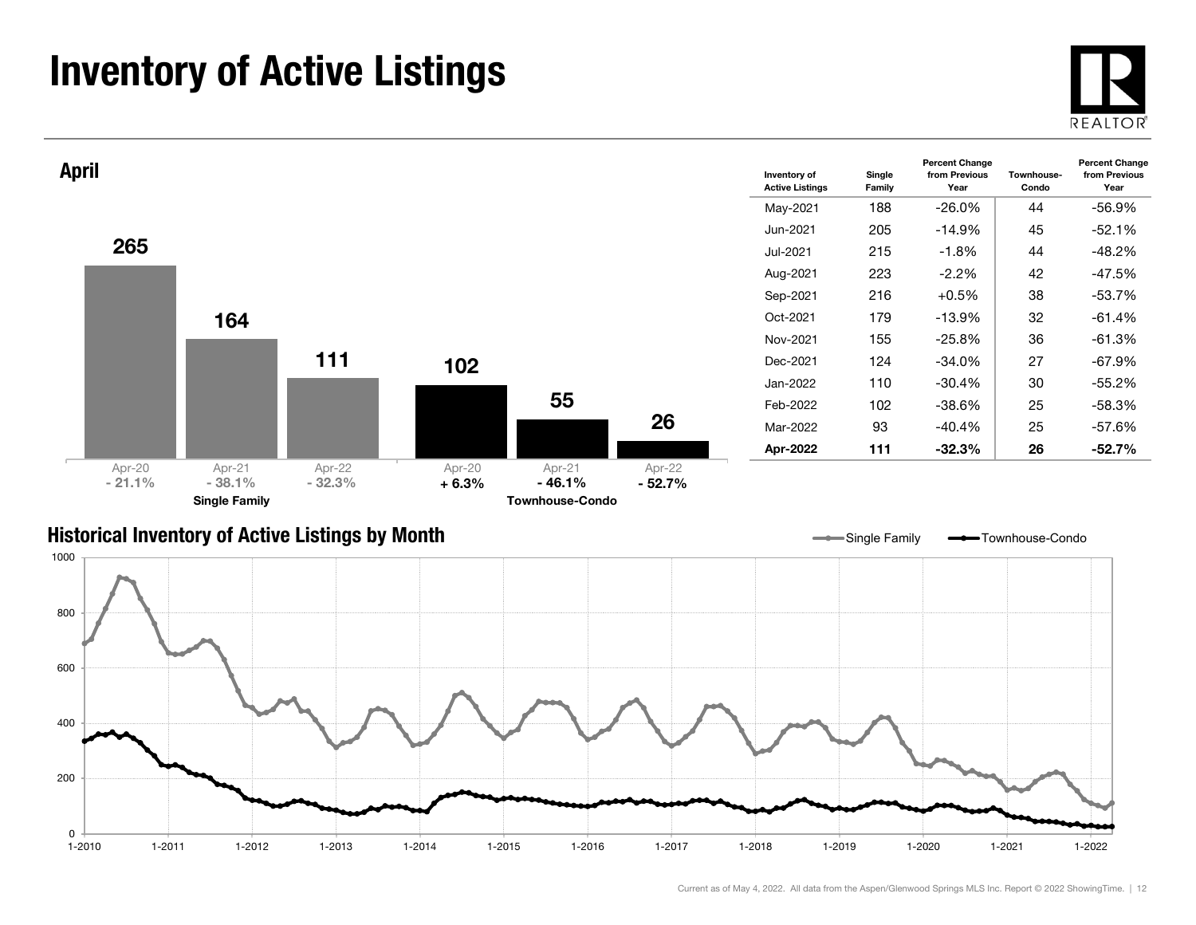# Inventory of Active Listings

## April

| | Apr-20 | Apr-21 | Apr-22 |
|---|---|---|---|
| Single Family | 265 | 164 | 111 |
| Single Family % change | - 21.1% | - 38.1% | - 32.3% |
| Townhouse-Condo | 102 | 55 | 26 |
| Townhouse-Condo % change | + 6.3% | - 46.1% | - 52.7% |

| Inventory of Active Listings | Single Family | Percent Change from Previous Year | Townhouse-Condo | Percent Change from Previous Year |
|---|---|---|---|---|
| May-2021 | 188 | -26.0% | 44 | -56.9% |
| Jun-2021 | 205 | -14.9% | 45 | -52.1% |
| Jul-2021 | 215 | -1.8% | 44 | -48.2% |
| Aug-2021 | 223 | -2.2% | 42 | -47.5% |
| Sep-2021 | 216 | +0.5% | 38 | -53.7% |
| Oct-2021 | 179 | -13.9% | 32 | -61.4% |
| Nov-2021 | 155 | -25.8% | 36 | -61.3% |
| Dec-2021 | 124 | -34.0% | 27 | -67.9% |
| Jan-2022 | 110 | -30.4% | 30 | -55.2% |
| Feb-2022 | 102 | -38.6% | 25 | -58.3% |
| Mar-2022 | 93 | -40.4% | 25 | -57.6% |
| **Apr-2022** | **111** | **-32.3%** | **26** | **-52.7%** |

## Historical Inventory of Active Listings by Month

Current as of May 4, 2022. All data from the Aspen/Glenwood Springs MLS Inc. Report © 2022 ShowingTime.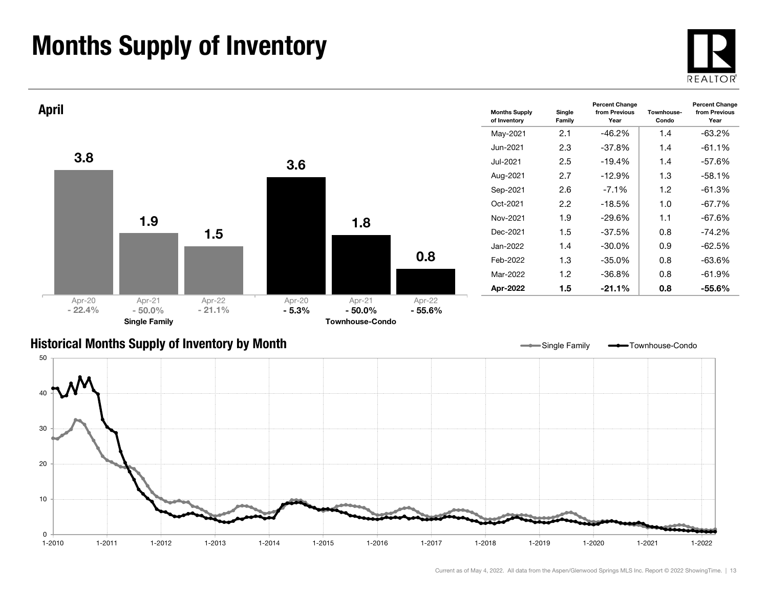# Months Supply of Inventory

## April

| | Apr-20 | Apr-21 | Apr-22 |
|---|---|---|---|
| Single Family | 3.8 | 1.9 | 1.5 |
| Percent Change | - 22.4% | - 50.0% | - 21.1% |
| Townhouse-Condo | 3.6 | 1.8 | 0.8 |
| Percent Change | - 5.3% | - 50.0% | - 55.6% |

| Months Supply of Inventory | Single Family | Percent Change from Previous Year | Townhouse-Condo | Percent Change from Previous Year |
|---|---|---|---|---|
| May-2021 | 2.1 | -46.2% | 1.4 | -63.2% |
| Jun-2021 | 2.3 | -37.8% | 1.4 | -61.1% |
| Jul-2021 | 2.5 | -19.4% | 1.4 | -57.6% |
| Aug-2021 | 2.7 | -12.9% | 1.3 | -58.1% |
| Sep-2021 | 2.6 | -7.1% | 1.2 | -61.3% |
| Oct-2021 | 2.2 | -18.5% | 1.0 | -67.7% |
| Nov-2021 | 1.9 | -29.6% | 1.1 | -67.6% |
| Dec-2021 | 1.5 | -37.5% | 0.8 | -74.2% |
| Jan-2022 | 1.4 | -30.0% | 0.9 | -62.5% |
| Feb-2022 | 1.3 | -35.0% | 0.8 | -63.6% |
| Mar-2022 | 1.2 | -36.8% | 0.8 | -61.9% |
| **Apr-2022** | **1.5** | **-21.1%** | **0.8** | **-55.6%** |

## Historical Months Supply of Inventory by Month

Single Family — Townhouse-Condo

Current as of May 4, 2022. All data from the Aspen/Glenwood Springs MLS Inc. Report © 2022 ShowingTime.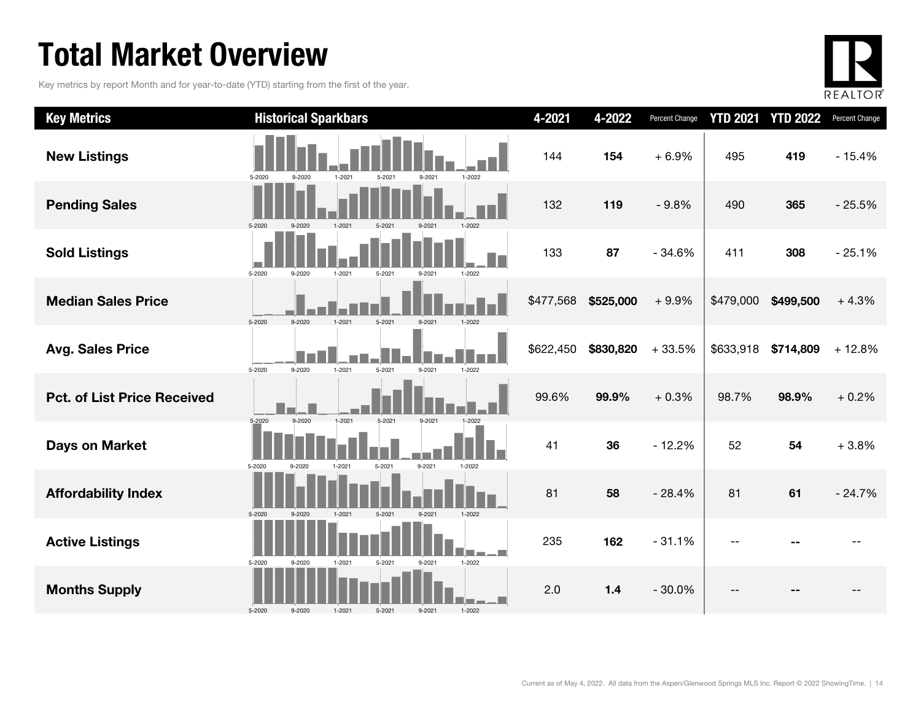# Total Market Overview

Key metrics by report Month and for year-to-date (YTD) starting from the first of the year.

| Key Metrics | Historical Sparkbars | 4-2021 | 4-2022 | Percent Change | YTD 2021 | YTD 2022 | Percent Change |
|---|---|---|---|---|---|---|---|
| New Listings | 5-2020 9-2020 1-2021 5-2021 9-2021 1-2022 | 144 | **154** | + 6.9% | 495 | **419** | - 15.4% |
| Pending Sales | 5-2020 9-2020 1-2021 5-2021 9-2021 1-2022 | 132 | **119** | - 9.8% | 490 | **365** | - 25.5% |
| Sold Listings | 5-2020 9-2020 1-2021 5-2021 9-2021 1-2022 | 133 | **87** | - 34.6% | 411 | **308** | - 25.1% |
| Median Sales Price | 5-2020 9-2020 1-2021 5-2021 9-2021 1-2022 | $477,568 | **$525,000** | + 9.9% | $479,000 | **$499,500** | + 4.3% |
| Avg. Sales Price | 5-2020 9-2020 1-2021 5-2021 9-2021 1-2022 | $622,450 | **$830,820** | + 33.5% | $633,918 | **$714,809** | + 12.8% |
| Pct. of List Price Received | 5-2020 9-2020 1-2021 5-2021 9-2021 1-2022 | 99.6% | **99.9%** | + 0.3% | 98.7% | **98.9%** | + 0.2% |
| Days on Market | 5-2020 9-2020 1-2021 5-2021 9-2021 1-2022 | 41 | **36** | - 12.2% | 52 | **54** | + 3.8% |
| Affordability Index | 5-2020 9-2020 1-2021 5-2021 9-2021 1-2022 | 81 | **58** | - 28.4% | 81 | **61** | - 24.7% |
| Active Listings | 5-2020 9-2020 1-2021 5-2021 9-2021 1-2022 | 235 | **162** | - 31.1% | -- | **--** | -- |
| Months Supply | 5-2020 9-2020 1-2021 5-2021 9-2021 1-2022 | 2.0 | **1.4** | - 30.0% | -- | **--** | -- |

Current as of May 4, 2022. All data from the Aspen/Glenwood Springs MLS Inc. Report © 2022 ShowingTime.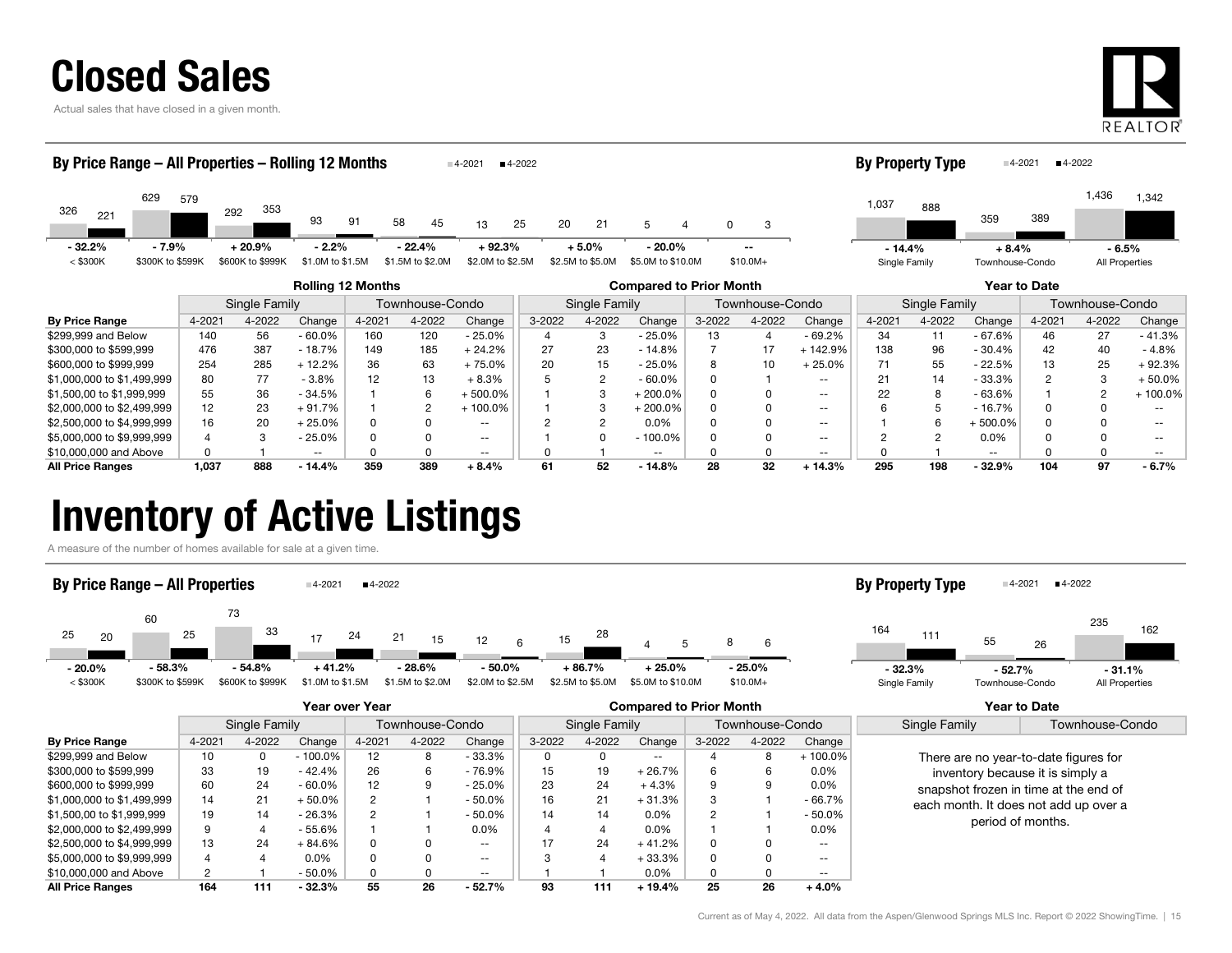# Closed Sales

Actual sales that have closed in a given month.

## By Price Range – All Properties – Rolling 12 Months

| Price Range | 4-2021 | 4-2022 | Change |
|---|---|---|---|
| < \$300K | 326 | 221 | - 32.2% |
| \$300K to \$599K | 629 | 579 | - 7.9% |
| \$600K to \$999K | 292 | 353 | + 20.9% |
| \$1.0M to \$1.5M | 93 | 91 | - 2.2% |
| \$1.5M to \$2.0M | 58 | 45 | - 22.4% |
| \$2.0M to \$2.5M | 13 | 25 | + 92.3% |
| \$2.5M to \$5.0M | 20 | 21 | + 5.0% |
| \$5.0M to \$10.0M | 5 | 4 | - 20.0% |
| \$10.0M+ | 0 | 3 | -- |

## By Property Type

| Property Type | 4-2021 | 4-2022 | Change |
|---|---|---|---|
| Single Family | 1,037 | 888 | - 14.4% |
| Townhouse-Condo | 359 | 389 | + 8.4% |
| All Properties | 1,436 | 1,342 | - 6.5% |

### Rolling 12 Months

| | Single Family | | | Townhouse-Condo | | |
|---|---|---|---|---|---|---|
| By Price Range | 4-2021 | 4-2022 | Change | 4-2021 | 4-2022 | Change |
| \$299,999 and Below | 140 | 56 | - 60.0% | 160 | 120 | - 25.0% |
| \$300,000 to \$599,999 | 476 | 387 | - 18.7% | 149 | 185 | + 24.2% |
| \$600,000 to \$999,999 | 254 | 285 | + 12.2% | 36 | 63 | + 75.0% |
| \$1,000,000 to \$1,499,999 | 80 | 77 | - 3.8% | 12 | 13 | + 8.3% |
| \$1,500,00 to \$1,999,999 | 55 | 36 | - 34.5% | 1 | 6 | + 500.0% |
| \$2,000,000 to \$2,499,999 | 12 | 23 | + 91.7% | 1 | 2 | + 100.0% |
| \$2,500,000 to \$4,999,999 | 16 | 20 | + 25.0% | 0 | 0 | -- |
| \$5,000,000 to \$9,999,999 | 4 | 3 | - 25.0% | 0 | 0 | -- |
| \$10,000,000 and Above | 0 | 1 | -- | 0 | 0 | -- |
| **All Price Ranges** | **1,037** | **888** | **- 14.4%** | **359** | **389** | **+ 8.4%** |

### Compared to Prior Month

| | Single Family | | | Townhouse-Condo | | |
|---|---|---|---|---|---|---|
| By Price Range | 3-2022 | 4-2022 | Change | 3-2022 | 4-2022 | Change |
| \$299,999 and Below | 4 | 3 | - 25.0% | 13 | 4 | - 69.2% |
| \$300,000 to \$599,999 | 27 | 23 | - 14.8% | 7 | 17 | + 142.9% |
| \$600,000 to \$999,999 | 20 | 15 | - 25.0% | 8 | 10 | + 25.0% |
| \$1,000,000 to \$1,499,999 | 5 | 2 | - 60.0% | 0 | 1 | -- |
| \$1,500,00 to \$1,999,999 | 1 | 3 | + 200.0% | 0 | 0 | -- |
| \$2,000,000 to \$2,499,999 | 1 | 3 | + 200.0% | 0 | 0 | -- |
| \$2,500,000 to \$4,999,999 | 2 | 2 | 0.0% | 0 | 0 | -- |
| \$5,000,000 to \$9,999,999 | 1 | 0 | - 100.0% | 0 | 0 | -- |
| \$10,000,000 and Above | 0 | 1 | -- | 0 | 0 | -- |
| **All Price Ranges** | **61** | **52** | **- 14.8%** | **28** | **32** | **+ 14.3%** |

### Year to Date

| | Single Family | | | Townhouse-Condo | | |
|---|---|---|---|---|---|---|
| By Price Range | 4-2021 | 4-2022 | Change | 4-2021 | 4-2022 | Change |
| \$299,999 and Below | 34 | 11 | - 67.6% | 46 | 27 | - 41.3% |
| \$300,000 to \$599,999 | 138 | 96 | - 30.4% | 42 | 40 | - 4.8% |
| \$600,000 to \$999,999 | 71 | 55 | - 22.5% | 13 | 25 | + 92.3% |
| \$1,000,000 to \$1,499,999 | 21 | 14 | - 33.3% | 2 | 3 | + 50.0% |
| \$1,500,00 to \$1,999,999 | 22 | 8 | - 63.6% | 1 | 2 | + 100.0% |
| \$2,000,000 to \$2,499,999 | 6 | 5 | - 16.7% | 0 | 0 | -- |
| \$2,500,000 to \$4,999,999 | 1 | 6 | + 500.0% | 0 | 0 | -- |
| \$5,000,000 to \$9,999,999 | 2 | 2 | 0.0% | 0 | 0 | -- |
| \$10,000,000 and Above | 0 | 1 | -- | 0 | 0 | -- |
| **All Price Ranges** | **295** | **198** | **- 32.9%** | **104** | **97** | **- 6.7%** |

# Inventory of Active Listings

A measure of the number of homes available for sale at a given time.

## By Price Range – All Properties

| Price Range | 4-2021 | 4-2022 | Change |
|---|---|---|---|
| < \$300K | 25 | 20 | - 20.0% |
| \$300K to \$599K | 60 | 25 | - 58.3% |
| \$600K to \$999K | 73 | 33 | - 54.8% |
| \$1.0M to \$1.5M | 17 | 24 | + 41.2% |
| \$1.5M to \$2.0M | 21 | 15 | - 28.6% |
| \$2.0M to \$2.5M | 12 | 6 | - 50.0% |
| \$2.5M to \$5.0M | 15 | 28 | + 86.7% |
| \$5.0M to \$10.0M | 4 | 5 | + 25.0% |
| \$10.0M+ | 8 | 6 | - 25.0% |

## By Property Type

| Property Type | 4-2021 | 4-2022 | Change |
|---|---|---|---|
| Single Family | 164 | 111 | - 32.3% |
| Townhouse-Condo | 55 | 26 | - 52.7% |
| All Properties | 235 | 162 | - 31.1% |

### Year over Year

| | Single Family | | | Townhouse-Condo | | |
|---|---|---|---|---|---|---|
| By Price Range | 4-2021 | 4-2022 | Change | 4-2021 | 4-2022 | Change |
| \$299,999 and Below | 10 | 0 | - 100.0% | 12 | 8 | - 33.3% |
| \$300,000 to \$599,999 | 33 | 19 | - 42.4% | 26 | 6 | - 76.9% |
| \$600,000 to \$999,999 | 60 | 24 | - 60.0% | 12 | 9 | - 25.0% |
| \$1,000,000 to \$1,499,999 | 14 | 21 | + 50.0% | 2 | 1 | - 50.0% |
| \$1,500,000 to \$1,999,999 | 19 | 14 | - 26.3% | 2 | 1 | - 50.0% |
| \$2,000,000 to \$2,499,999 | 9 | 4 | - 55.6% | 1 | 1 | 0.0% |
| \$2,500,000 to \$4,999,999 | 13 | 24 | + 84.6% | 0 | 0 | -- |
| \$5,000,000 to \$9,999,999 | 4 | 4 | 0.0% | 0 | 0 | -- |
| \$10,000,000 and Above | 2 | 1 | - 50.0% | 0 | 0 | -- |
| **All Price Ranges** | **164** | **111** | **- 32.3%** | **55** | **26** | **- 52.7%** |

### Compared to Prior Month

| | Single Family | | | Townhouse-Condo | | |
|---|---|---|---|---|---|---|
| By Price Range | 3-2022 | 4-2022 | Change | 3-2022 | 4-2022 | Change |
| \$299,999 and Below | 0 | 0 | -- | 4 | 8 | + 100.0% |
| \$300,000 to \$599,999 | 15 | 19 | + 26.7% | 6 | 6 | 0.0% |
| \$600,000 to \$999,999 | 23 | 24 | + 4.3% | 9 | 9 | 0.0% |
| \$1,000,000 to \$1,499,999 | 16 | 21 | + 31.3% | 3 | 1 | - 66.7% |
| \$1,500,000 to \$1,999,999 | 14 | 14 | 0.0% | 2 | 1 | - 50.0% |
| \$2,000,000 to \$2,499,999 | 4 | 4 | 0.0% | 1 | 1 | 0.0% |
| \$2,500,000 to \$4,999,999 | 17 | 24 | + 41.2% | 0 | 0 | -- |
| \$5,000,000 to \$9,999,999 | 3 | 4 | + 33.3% | 0 | 0 | -- |
| \$10,000,000 and Above | 1 | 1 | 0.0% | 0 | 0 | -- |
| **All Price Ranges** | **93** | **111** | **+ 19.4%** | **25** | **26** | **+ 4.0%** |

### Year to Date

| Single Family | Townhouse-Condo |
|---|---|

There are no year-to-date figures for inventory because it is simply a snapshot frozen in time at the end of each month. It does not add up over a period of months.

Current as of May 4, 2022. All data from the Aspen/Glenwood Springs MLS Inc. Report © 2022 ShowingTime.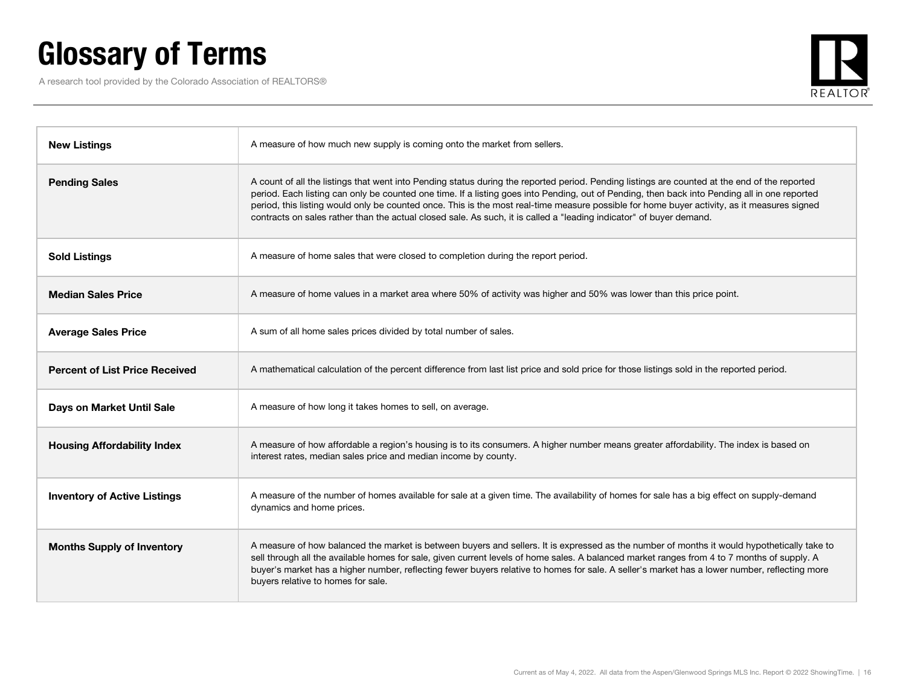# Glossary of Terms

A research tool provided by the Colorado Association of REALTORS®

| | |
|---|---|
| **New Listings** | A measure of how much new supply is coming onto the market from sellers. |
| **Pending Sales** | A count of all the listings that went into Pending status during the reported period. Pending listings are counted at the end of the reported period. Each listing can only be counted one time. If a listing goes into Pending, out of Pending, then back into Pending all in one reported period, this listing would only be counted once. This is the most real-time measure possible for home buyer activity, as it measures signed contracts on sales rather than the actual closed sale. As such, it is called a "leading indicator" of buyer demand. |
| **Sold Listings** | A measure of home sales that were closed to completion during the report period. |
| **Median Sales Price** | A measure of home values in a market area where 50% of activity was higher and 50% was lower than this price point. |
| **Average Sales Price** | A sum of all home sales prices divided by total number of sales. |
| **Percent of List Price Received** | A mathematical calculation of the percent difference from last list price and sold price for those listings sold in the reported period. |
| **Days on Market Until Sale** | A measure of how long it takes homes to sell, on average. |
| **Housing Affordability Index** | A measure of how affordable a region's housing is to its consumers. A higher number means greater affordability. The index is based on interest rates, median sales price and median income by county. |
| **Inventory of Active Listings** | A measure of the number of homes available for sale at a given time. The availability of homes for sale has a big effect on supply-demand dynamics and home prices. |
| **Months Supply of Inventory** | A measure of how balanced the market is between buyers and sellers. It is expressed as the number of months it would hypothetically take to sell through all the available homes for sale, given current levels of home sales. A balanced market ranges from 4 to 7 months of supply. A buyer's market has a higher number, reflecting fewer buyers relative to homes for sale. A seller's market has a lower number, reflecting more buyers relative to homes for sale. |

Current as of May 4, 2022. All data from the Aspen/Glenwood Springs MLS Inc. Report © 2022 ShowingTime.